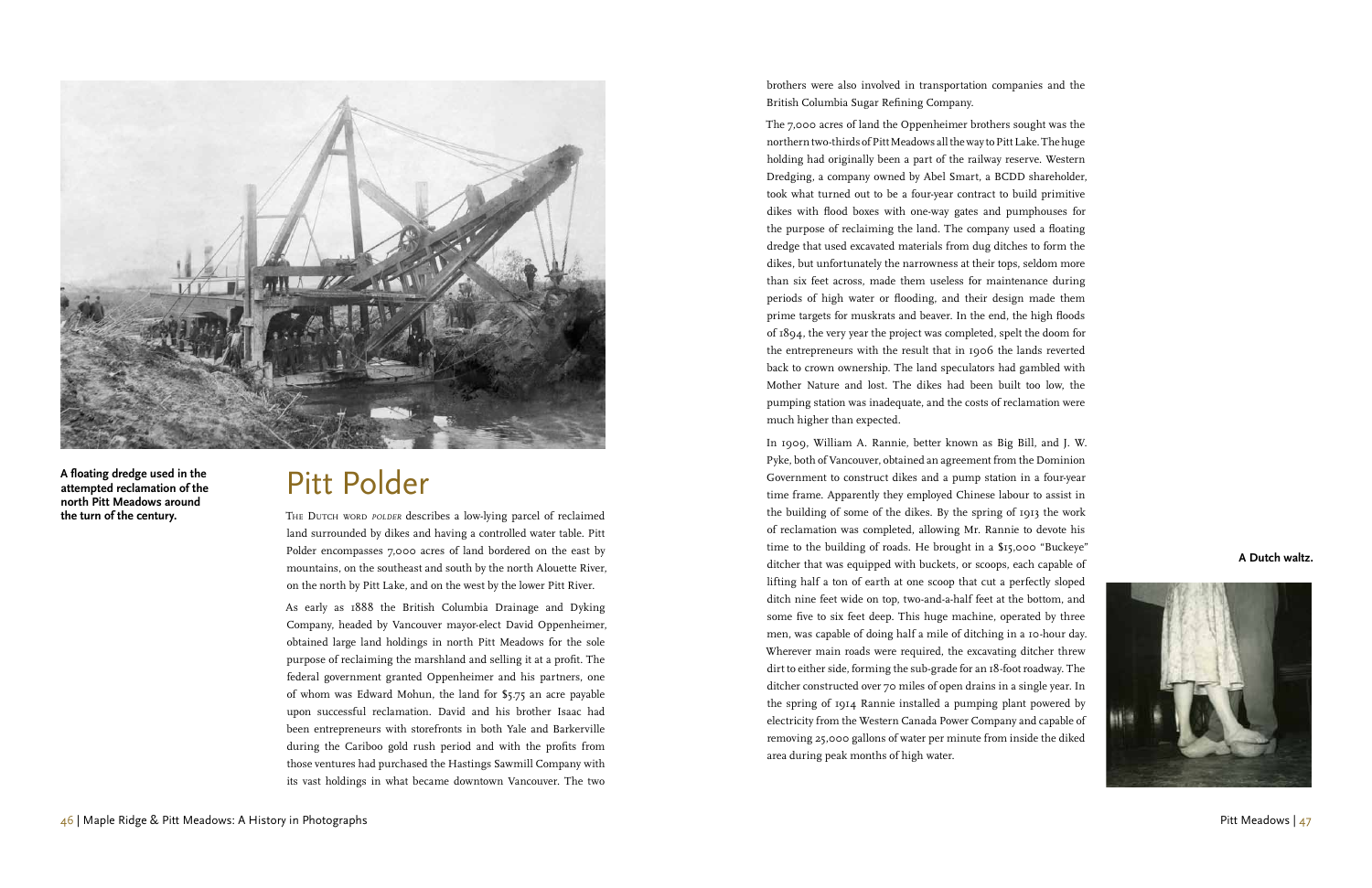A floating dredge used in the attempted reclamation of the north Pitt Meadows around the turn of the century.

# Pitt Polder

The Dutch word *polder* describes a low-lying parcel of reclaimed land surrounded by dikes and having a controlled water table. Pitt Polder encompasses 7,000 acres of land bordered on the east by mountains, on the southeast and south by the north Alouette River, on the north by Pitt Lake, and on the west by the lower Pitt River.

As early as 1888 the British Columbia Drainage and Dyking Company, headed by Vancouver mayor-elect David Oppenheimer, obtained large land holdings in north Pitt Meadows for the sole purpose of reclaiming the marshland and selling it at a profit. The federal government granted Oppenheimer and his partners, one of whom was Edward Mohun, the land for $5.75 an acre payable upon successful reclamation. David and his brother Isaac had been entrepreneurs with storefronts in both Yale and Barkerville during the Cariboo gold rush period and with the profits from those ventures had purchased the Hastings Sawmill Company with its vast holdings in what became downtown Vancouver. The two brothers were also involved in transportation companies and the British Columbia Sugar Refining Company.

The 7,000 acres of land the Oppenheimer brothers sought was the northern two-thirds of Pitt Meadows all the way to Pitt Lake. The huge holding had originally been a part of the railway reserve. Western Dredging, a company owned by Abel Smart, a BCDD shareholder, took what turned out to be a four-year contract to build primitive dikes with flood boxes with one-way gates and pumphouses for the purpose of reclaiming the land. The company used a floating dredge that used excavated materials from dug ditches to form the dikes, but unfortunately the narrowness at their tops, seldom more than six feet across, made them useless for maintenance during periods of high water or flooding, and their design made them prime targets for muskrats and beaver. In the end, the high floods of 1894, the very year the project was completed, spelt the doom for the entrepreneurs with the result that in 1906 the lands reverted back to crown ownership. The land speculators had gambled with Mother Nature and lost. The dikes had been built too low, the pumping station was inadequate, and the costs of reclamation were much higher than expected.

In 1909, William A. Rannie, better known as Big Bill, and J. W. Pyke, both of Vancouver, obtained an agreement from the Dominion Government to construct dikes and a pump station in a four-year time frame. Apparently they employed Chinese labour to assist in the building of some of the dikes. By the spring of 1913 the work of reclamation was completed, allowing Mr. Rannie to devote his time to the building of roads. He brought in a $15,000 "Buckeye" ditcher that was equipped with buckets, or scoops, each capable of lifting half a ton of earth at one scoop that cut a perfectly sloped ditch nine feet wide on top, two-and-a-half feet at the bottom, and some five to six feet deep. This huge machine, operated by three men, was capable of doing half a mile of ditching in a 10-hour day. Wherever main roads were required, the excavating ditcher threw dirt to either side, forming the sub-grade for an 18-foot roadway. The ditcher constructed over 70 miles of open drains in a single year. In the spring of 1914 Rannie installed a pumping plant powered by electricity from the Western Canada Power Company and capable of removing 25,000 gallons of water per minute from inside the diked area during peak months of high water.

A Dutch waltz.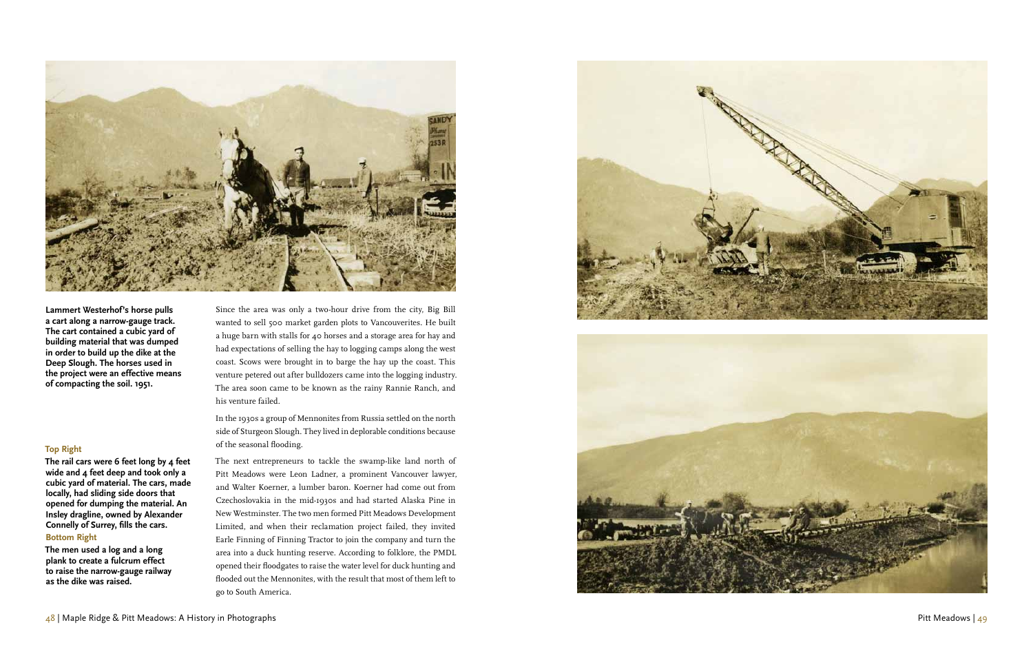**Lammert Westerhof's horse pulls a cart along a narrow-gauge track. The cart contained a cubic yard of building material that was dumped in order to build up the dike at the Deep Slough. The horses used in the project were an effective means of compacting the soil. 1951.**

**Top Right**

**The rail cars were 6 feet long by 4 feet wide and 4 feet deep and took only a cubic yard of material. The cars, made locally, had sliding side doors that opened for dumping the material. An Insley dragline, owned by Alexander Connelly of Surrey, fills the cars.**

**Bottom Right**

**The men used a log and a long plank to create a fulcrum effect to raise the narrow-gauge railway as the dike was raised.**

Since the area was only a two-hour drive from the city, Big Bill wanted to sell 500 market garden plots to Vancouverites. He built a huge barn with stalls for 40 horses and a storage area for hay and had expectations of selling the hay to logging camps along the west coast. Scows were brought in to barge the hay up the coast. This venture petered out after bulldozers came into the logging industry. The area soon came to be known as the rainy Rannie Ranch, and his venture failed.

In the 1930s a group of Mennonites from Russia settled on the north side of Sturgeon Slough. They lived in deplorable conditions because of the seasonal flooding.

The next entrepreneurs to tackle the swamp-like land north of Pitt Meadows were Leon Ladner, a prominent Vancouver lawyer, and Walter Koerner, a lumber baron. Koerner had come out from Czechoslovakia in the mid-1930s and had started Alaska Pine in New Westminster. The two men formed Pitt Meadows Development Limited, and when their reclamation project failed, they invited Earle Finning of Finning Tractor to join the company and turn the area into a duck hunting reserve. According to folklore, the PMDL opened their floodgates to raise the water level for duck hunting and flooded out the Mennonites, with the result that most of them left to go to South America.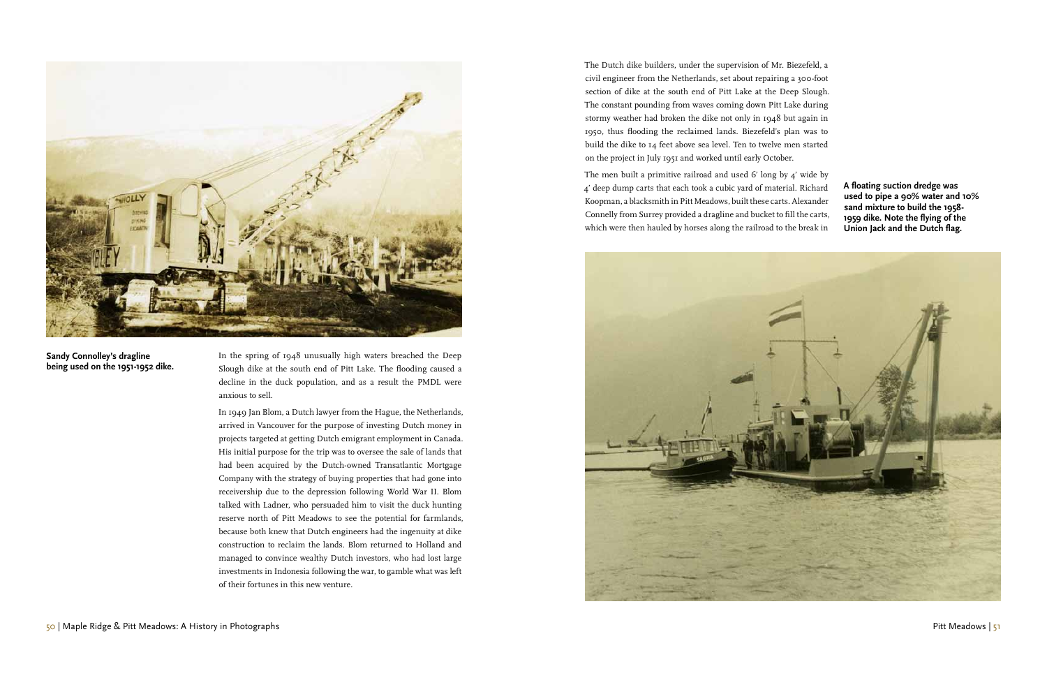Sandy Connolley's dragline being used on the 1951-1952 dike.

In the spring of 1948 unusually high waters breached the Deep Slough dike at the south end of Pitt Lake. The flooding caused a decline in the duck population, and as a result the PMDL were anxious to sell.

In 1949 Jan Blom, a Dutch lawyer from the Hague, the Netherlands, arrived in Vancouver for the purpose of investing Dutch money in projects targeted at getting Dutch emigrant employment in Canada. His initial purpose for the trip was to oversee the sale of lands that had been acquired by the Dutch-owned Transatlantic Mortgage Company with the strategy of buying properties that had gone into receivership due to the depression following World War II. Blom talked with Ladner, who persuaded him to visit the duck hunting reserve north of Pitt Meadows to see the potential for farmlands, because both knew that Dutch engineers had the ingenuity at dike construction to reclaim the lands. Blom returned to Holland and managed to convince wealthy Dutch investors, who had lost large investments in Indonesia following the war, to gamble what was left of their fortunes in this new venture.

The Dutch dike builders, under the supervision of Mr. Biezefeld, a civil engineer from the Netherlands, set about repairing a 300-foot section of dike at the south end of Pitt Lake at the Deep Slough. The constant pounding from waves coming down Pitt Lake during stormy weather had broken the dike not only in 1948 but again in 1950, thus flooding the reclaimed lands. Biezefeld's plan was to build the dike to 14 feet above sea level. Ten to twelve men started on the project in July 1951 and worked until early October.

The men built a primitive railroad and used 6' long by 4' wide by 4' deep dump carts that each took a cubic yard of material. Richard Koopman, a blacksmith in Pitt Meadows, built these carts. Alexander Connelly from Surrey provided a dragline and bucket to fill the carts, which were then hauled by horses along the railroad to the break in

**A floating suction dredge was used to pipe a 90% water and 10% sand mixture to build the 1958-1959 dike. Note the flying of the Union Jack and the Dutch flag.**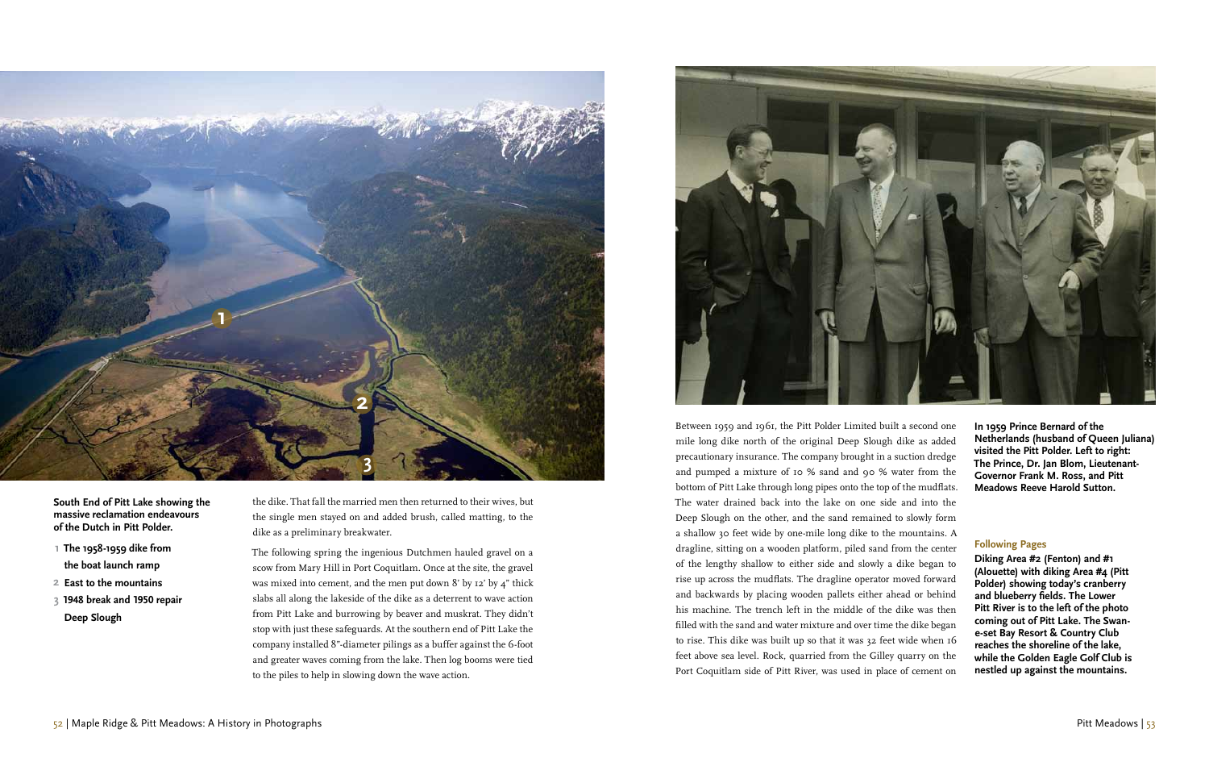**South End of Pitt Lake showing the massive reclamation endeavours of the Dutch in Pitt Polder.**

1. **The 1958-1959 dike from the boat launch ramp**
2. **East to the mountains**
3. **1948 break and 1950 repair Deep Slough**

the dike. That fall the married men then returned to their wives, but the single men stayed on and added brush, called matting, to the dike as a preliminary breakwater.

The following spring the ingenious Dutchmen hauled gravel on a scow from Mary Hill in Port Coquitlam. Once at the site, the gravel was mixed into cement, and the men put down 8' by 12' by 4" thick slabs all along the lakeside of the dike as a deterrent to wave action from Pitt Lake and burrowing by beaver and muskrat. They didn't stop with just these safeguards. At the southern end of Pitt Lake the company installed 8"-diameter pilings as a buffer against the 6-foot and greater waves coming from the lake. Then log booms were tied to the piles to help in slowing down the wave action.

Between 1959 and 1961, the Pitt Polder Limited built a second one mile long dike north of the original Deep Slough dike as added precautionary insurance. The company brought in a suction dredge and pumped a mixture of 10 % sand and 90 % water from the bottom of Pitt Lake through long pipes onto the top of the mudflats. The water drained back into the lake on one side and into the Deep Slough on the other, and the sand remained to slowly form a shallow 30 feet wide by one-mile long dike to the mountains. A dragline, sitting on a wooden platform, piled sand from the center of the lengthy shallow to either side and slowly a dike began to rise up across the mudflats. The dragline operator moved forward and backwards by placing wooden pallets either ahead or behind his machine. The trench left in the middle of the dike was then filled with the sand and water mixture and over time the dike began to rise. This dike was built up so that it was 32 feet wide when 16 feet above sea level. Rock, quarried from the Gilley quarry on the Port Coquitlam side of Pitt River, was used in place of cement on

**In 1959 Prince Bernard of the Netherlands (husband of Queen Juliana) visited the Pitt Polder. Left to right: The Prince, Dr. Jan Blom, Lieutenant-Governor Frank M. Ross, and Pitt Meadows Reeve Harold Sutton.**

**Following Pages**

**Diking Area #2 (Fenton) and #1 (Alouette) with diking Area #4 (Pitt Polder) showing today's cranberry and blueberry fields. The Lower Pitt River is to the left of the photo coming out of Pitt Lake. The Swan-e-set Bay Resort & Country Club reaches the shoreline of the lake, while the Golden Eagle Golf Club is nestled up against the mountains.**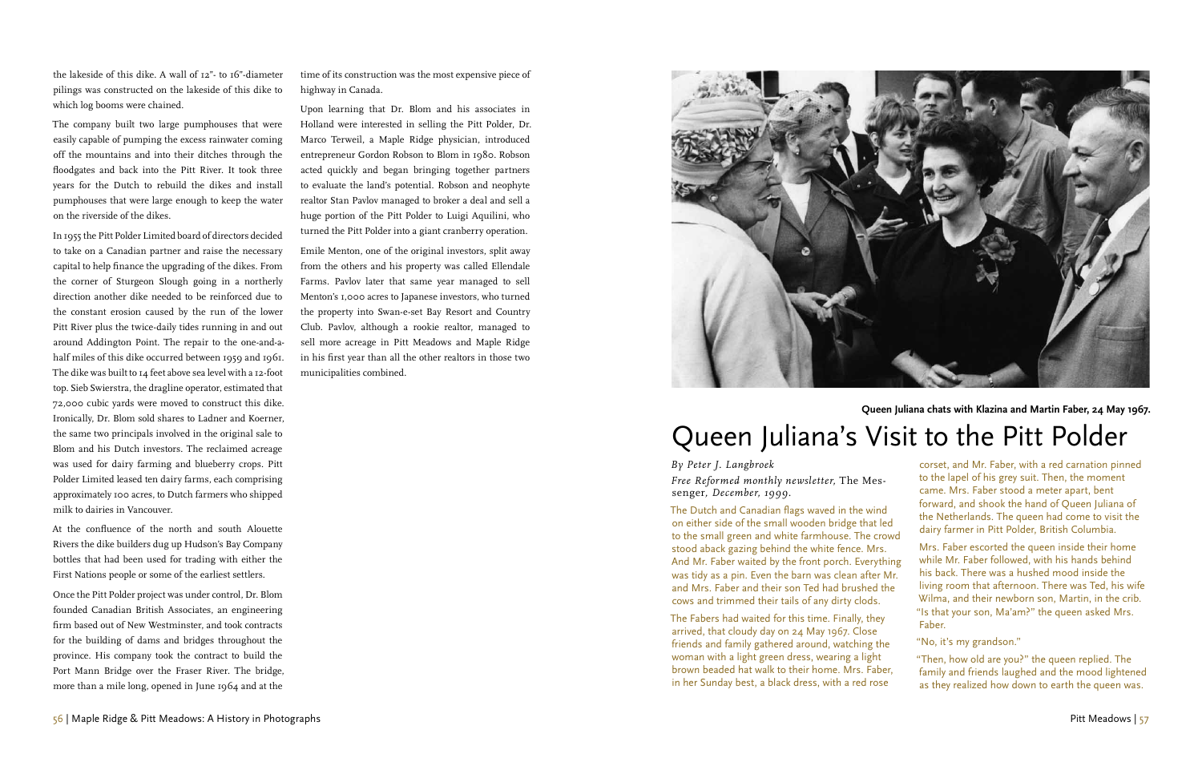the lakeside of this dike. A wall of 12"- to 16"-diameter pilings was constructed on the lakeside of this dike to which log booms were chained.

The company built two large pumphouses that were easily capable of pumping the excess rainwater coming off the mountains and into their ditches through the floodgates and back into the Pitt River. It took three years for the Dutch to rebuild the dikes and install pumphouses that were large enough to keep the water on the riverside of the dikes.

In 1955 the Pitt Polder Limited board of directors decided to take on a Canadian partner and raise the necessary capital to help finance the upgrading of the dikes. From the corner of Sturgeon Slough going in a northerly direction another dike needed to be reinforced due to the constant erosion caused by the run of the lower Pitt River plus the twice-daily tides running in and out around Addington Point. The repair to the one-and-a-half miles of this dike occurred between 1959 and 1961. The dike was built to 14 feet above sea level with a 12-foot top. Sieb Swierstra, the dragline operator, estimated that 72,000 cubic yards were moved to construct this dike. Ironically, Dr. Blom sold shares to Ladner and Koerner, the same two principals involved in the original sale to Blom and his Dutch investors. The reclaimed acreage was used for dairy farming and blueberry crops. Pitt Polder Limited leased ten dairy farms, each comprising approximately 100 acres, to Dutch farmers who shipped milk to dairies in Vancouver.

At the confluence of the north and south Alouette Rivers the dike builders dug up Hudson's Bay Company bottles that had been used for trading with either the First Nations people or some of the earliest settlers.

Once the Pitt Polder project was under control, Dr. Blom founded Canadian British Associates, an engineering firm based out of New Westminster, and took contracts for the building of dams and bridges throughout the province. His company took the contract to build the Port Mann Bridge over the Fraser River. The bridge, more than a mile long, opened in June 1964 and at the time of its construction was the most expensive piece of highway in Canada.

Upon learning that Dr. Blom and his associates in Holland were interested in selling the Pitt Polder, Dr. Marco Terweil, a Maple Ridge physician, introduced entrepreneur Gordon Robson to Blom in 1980. Robson acted quickly and began bringing together partners to evaluate the land's potential. Robson and neophyte realtor Stan Pavlov managed to broker a deal and sell a huge portion of the Pitt Polder to Luigi Aquilini, who turned the Pitt Polder into a giant cranberry operation.

Emile Menton, one of the original investors, split away from the others and his property was called Ellendale Farms. Pavlov later that same year managed to sell Menton's 1,000 acres to Japanese investors, who turned the property into Swan-e-set Bay Resort and Country Club. Pavlov, although a rookie realtor, managed to sell more acreage in Pitt Meadows and Maple Ridge in his first year than all the other realtors in those two municipalities combined.

**Queen Juliana chats with Klazina and Martin Faber, 24 May 1967.**

# Queen Juliana's Visit to the Pitt Polder

*By Peter J. Langbroek*

*Free Reformed monthly newsletter,* The Messenger, *December, 1999.*

The Dutch and Canadian flags waved in the wind on either side of the small wooden bridge that led to the small green and white farmhouse. The crowd stood aback gazing behind the white fence. Mrs. And Mr. Faber waited by the front porch. Everything was tidy as a pin. Even the barn was clean after Mr. and Mrs. Faber and their son Ted had brushed the cows and trimmed their tails of any dirty clods.

The Fabers had waited for this time. Finally, they arrived, that cloudy day on 24 May 1967. Close friends and family gathered around, watching the woman with a light green dress, wearing a light brown beaded hat walk to their home. Mrs. Faber, in her Sunday best, a black dress, with a red rose corset, and Mr. Faber, with a red carnation pinned to the lapel of his grey suit. Then, the moment came. Mrs. Faber stood a meter apart, bent forward, and shook the hand of Queen Juliana of the Netherlands. The queen had come to visit the dairy farmer in Pitt Polder, British Columbia.

Mrs. Faber escorted the queen inside their home while Mr. Faber followed, with his hands behind his back. There was a hushed mood inside the living room that afternoon. There was Ted, his wife Wilma, and their newborn son, Martin, in the crib. "Is that your son, Ma'am?" the queen asked Mrs. Faber.

"No, it's my grandson."

"Then, how old are you?" the queen replied. The family and friends laughed and the mood lightened as they realized how down to earth the queen was.